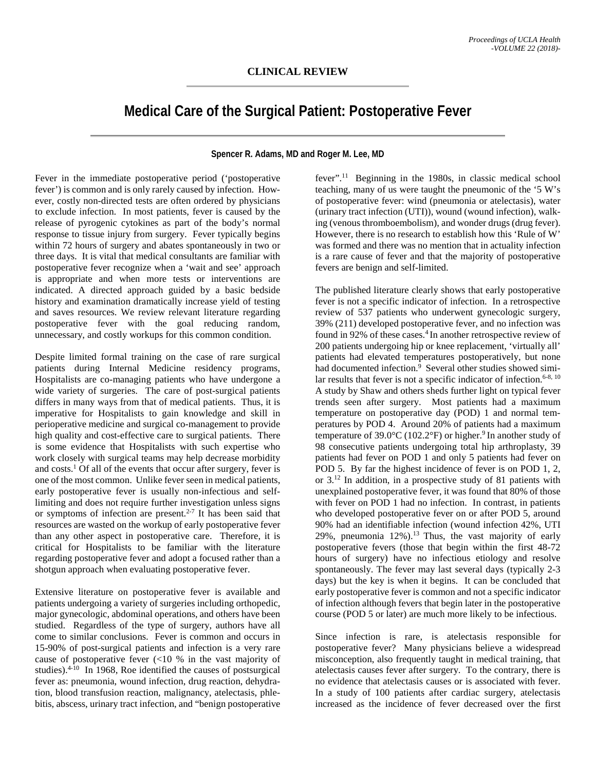**CLINICAL REVIEW**

# Medical Care of the Surgical Patient: Postoperative Fever

**Spencer R. Adams, MD and Roger M. Lee, MD**

Fever in the immediate postoperative period ('postoperative fever') is common and is only rarely caused by infection. However, costly non-directed tests are often ordered by physicians to exclude infection. In most patients, fever is caused by the release of pyrogenic cytokines as part of the body's normal response to tissue injury from surgery. Fever typically begins within 72 hours of surgery and abates spontaneously in two or three days. It is vital that medical consultants are familiar with postoperative fever recognize when a 'wait and see' approach is appropriate and when more tests or interventions are indicated. A directed approach guided by a basic bedside history and examination dramatically increase yield of testing and saves resources. We review relevant literature regarding postoperative fever with the goal reducing random, unnecessary, and costly workups for this common condition.

Despite limited formal training on the case of rare surgical patients during Internal Medicine residency programs, Hospitalists are co-managing patients who have undergone a wide variety of surgeries. The care of post-surgical patients differs in many ways from that of medical patients. Thus, it is imperative for Hospitalists to gain knowledge and skill in perioperative medicine and surgical co-management to provide high quality and cost-effective care to surgical patients. There is some evidence that Hospitalists with such expertise who work closely with surgical teams may help decrease morbidity and costs.[1] Of all of the events that occur after surgery, fever is one of the most common. Unlike fever seen in medical patients, early postoperative fever is usually non-infectious and self-limiting and does not require further investigation unless signs or symptoms of infection are present.[2-7] It has been said that resources are wasted on the workup of early postoperative fever than any other aspect in postoperative care. Therefore, it is critical for Hospitalists to be familiar with the literature regarding postoperative fever and adopt a focused rather than a shotgun approach when evaluating postoperative fever.

Extensive literature on postoperative fever is available and patients undergoing a variety of surgeries including orthopedic, major gynecologic, abdominal operations, and others have been studied. Regardless of the type of surgery, authors have all come to similar conclusions. Fever is common and occurs in 15-90% of post-surgical patients and infection is a very rare cause of postoperative fever (<10 % in the vast majority of studies).[4-10] In 1968, Roe identified the causes of postsurgical fever as: pneumonia, wound infection, drug reaction, dehydration, blood transfusion reaction, malignancy, atelectasis, phlebitis, abscess, urinary tract infection, and "benign postoperative fever".[11] Beginning in the 1980s, in classic medical school teaching, many of us were taught the pneumonic of the '5 W's of postoperative fever: wind (pneumonia or atelectasis), water (urinary tract infection (UTI)), wound (wound infection), walking (venous thromboembolism), and wonder drugs (drug fever). However, there is no research to establish how this 'Rule of W' was formed and there was no mention that in actuality infection is a rare cause of fever and that the majority of postoperative fevers are benign and self-limited.

The published literature clearly shows that early postoperative fever is not a specific indicator of infection. In a retrospective review of 537 patients who underwent gynecologic surgery, 39% (211) developed postoperative fever, and no infection was found in 92% of these cases.[4] In another retrospective review of 200 patients undergoing hip or knee replacement, 'virtually all' patients had elevated temperatures postoperatively, but none had documented infection.[9] Several other studies showed similar results that fever is not a specific indicator of infection.[6-8, 10] A study by Shaw and others sheds further light on typical fever trends seen after surgery. Most patients had a maximum temperature on postoperative day (POD) 1 and normal temperatures by POD 4. Around 20% of patients had a maximum temperature of 39.0°C (102.2°F) or higher.[9] In another study of 98 consecutive patients undergoing total hip arthroplasty, 39 patients had fever on POD 1 and only 5 patients had fever on POD 5. By far the highest incidence of fever is on POD 1, 2, or 3.[12] In addition, in a prospective study of 81 patients with unexplained postoperative fever, it was found that 80% of those with fever on POD 1 had no infection. In contrast, in patients who developed postoperative fever on or after POD 5, around 90% had an identifiable infection (wound infection 42%, UTI 29%, pneumonia 12%).[13] Thus, the vast majority of early postoperative fevers (those that begin within the first 48-72 hours of surgery) have no infectious etiology and resolve spontaneously. The fever may last several days (typically 2-3 days) but the key is when it begins. It can be concluded that early postoperative fever is common and not a specific indicator of infection although fevers that begin later in the postoperative course (POD 5 or later) are much more likely to be infectious.

Since infection is rare, is atelectasis responsible for postoperative fever? Many physicians believe a widespread misconception, also frequently taught in medical training, that atelectasis causes fever after surgery. To the contrary, there is no evidence that atelectasis causes or is associated with fever. In a study of 100 patients after cardiac surgery, atelectasis increased as the incidence of fever decreased over the first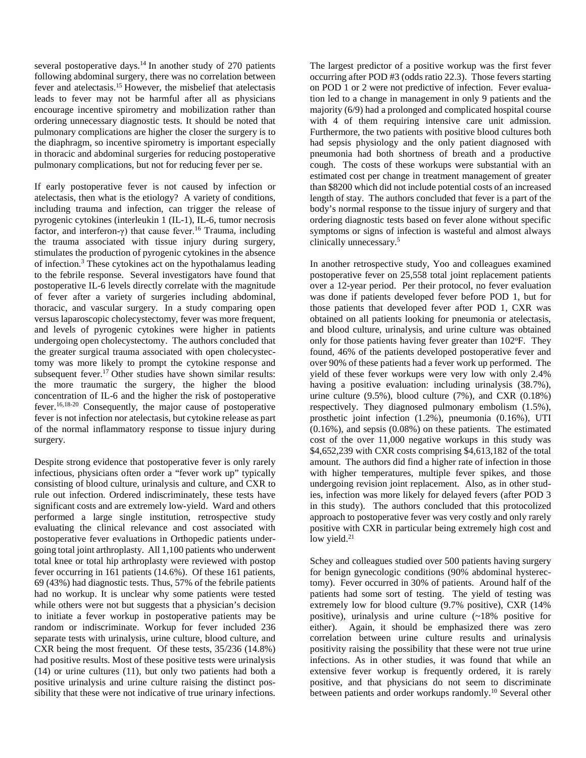several postoperative days.[14] In another study of 270 patients following abdominal surgery, there was no correlation between fever and atelectasis.[15] However, the misbelief that atelectasis leads to fever may not be harmful after all as physicians encourage incentive spirometry and mobilization rather than ordering unnecessary diagnostic tests. It should be noted that pulmonary complications are higher the closer the surgery is to the diaphragm, so incentive spirometry is important especially in thoracic and abdominal surgeries for reducing postoperative pulmonary complications, but not for reducing fever per se.

If early postoperative fever is not caused by infection or atelectasis, then what is the etiology? A variety of conditions, including trauma and infection, can trigger the release of pyrogenic cytokines (interleukin 1 (IL-1), IL-6, tumor necrosis factor, and interferon-γ) that cause fever.[16] Trauma, including the trauma associated with tissue injury during surgery, stimulates the production of pyrogenic cytokines in the absence of infection.[3] These cytokines act on the hypothalamus leading to the febrile response. Several investigators have found that postoperative IL-6 levels directly correlate with the magnitude of fever after a variety of surgeries including abdominal, thoracic, and vascular surgery. In a study comparing open versus laparoscopic cholecystectomy, fever was more frequent, and levels of pyrogenic cytokines were higher in patients undergoing open cholecystectomy. The authors concluded that the greater surgical trauma associated with open cholecystectomy was more likely to prompt the cytokine response and subsequent fever.[17] Other studies have shown similar results: the more traumatic the surgery, the higher the blood concentration of IL-6 and the higher the risk of postoperative fever.[16,18-20] Consequently, the major cause of postoperative fever is not infection nor atelectasis, but cytokine release as part of the normal inflammatory response to tissue injury during surgery.

Despite strong evidence that postoperative fever is only rarely infectious, physicians often order a "fever work up" typically consisting of blood culture, urinalysis and culture, and CXR to rule out infection. Ordered indiscriminately, these tests have significant costs and are extremely low-yield. Ward and others performed a large single institution, retrospective study evaluating the clinical relevance and cost associated with postoperative fever evaluations in Orthopedic patients undergoing total joint arthroplasty. All 1,100 patients who underwent total knee or total hip arthroplasty were reviewed with postop fever occurring in 161 patients (14.6%). Of these 161 patients, 69 (43%) had diagnostic tests. Thus, 57% of the febrile patients had no workup. It is unclear why some patients were tested while others were not but suggests that a physician's decision to initiate a fever workup in postoperative patients may be random or indiscriminate. Workup for fever included 236 separate tests with urinalysis, urine culture, blood culture, and CXR being the most frequent. Of these tests, 35/236 (14.8%) had positive results. Most of these positive tests were urinalysis (14) or urine cultures (11), but only two patients had both a positive urinalysis and urine culture raising the distinct possibility that these were not indicative of true urinary infections.

The largest predictor of a positive workup was the first fever occurring after POD #3 (odds ratio 22.3). Those fevers starting on POD 1 or 2 were not predictive of infection. Fever evaluation led to a change in management in only 9 patients and the majority (6/9) had a prolonged and complicated hospital course with 4 of them requiring intensive care unit admission. Furthermore, the two patients with positive blood cultures both had sepsis physiology and the only patient diagnosed with pneumonia had both shortness of breath and a productive cough. The costs of these workups were substantial with an estimated cost per change in treatment management of greater than $8200 which did not include potential costs of an increased length of stay. The authors concluded that fever is a part of the body's normal response to the tissue injury of surgery and that ordering diagnostic tests based on fever alone without specific symptoms or signs of infection is wasteful and almost always clinically unnecessary.[5]

In another retrospective study, Yoo and colleagues examined postoperative fever on 25,558 total joint replacement patients over a 12-year period. Per their protocol, no fever evaluation was done if patients developed fever before POD 1, but for those patients that developed fever after POD 1, CXR was obtained on all patients looking for pneumonia or atelectasis, and blood culture, urinalysis, and urine culture was obtained only for those patients having fever greater than 102°F. They found, 46% of the patients developed postoperative fever and over 90% of these patients had a fever work up performed. The yield of these fever workups were very low with only 2.4% having a positive evaluation: including urinalysis (38.7%), urine culture (9.5%), blood culture (7%), and CXR (0.18%) respectively. They diagnosed pulmonary embolism (1.5%), prosthetic joint infection (1.2%), pneumonia (0.16%), UTI (0.16%), and sepsis (0.08%) on these patients. The estimated cost of the over 11,000 negative workups in this study was $4,652,239 with CXR costs comprising $4,613,182 of the total amount. The authors did find a higher rate of infection in those with higher temperatures, multiple fever spikes, and those undergoing revision joint replacement. Also, as in other studies, infection was more likely for delayed fevers (after POD 3 in this study). The authors concluded that this protocolized approach to postoperative fever was very costly and only rarely positive with CXR in particular being extremely high cost and low yield.[21]

Schey and colleagues studied over 500 patients having surgery for benign gynecologic conditions (90% abdominal hysterectomy). Fever occurred in 30% of patients. Around half of the patients had some sort of testing. The yield of testing was extremely low for blood culture (9.7% positive), CXR (14% positive), urinalysis and urine culture (~18% positive for either). Again, it should be emphasized there was zero correlation between urine culture results and urinalysis positivity raising the possibility that these were not true urine infections. As in other studies, it was found that while an extensive fever workup is frequently ordered, it is rarely positive, and that physicians do not seem to discriminate between patients and order workups randomly.[10] Several other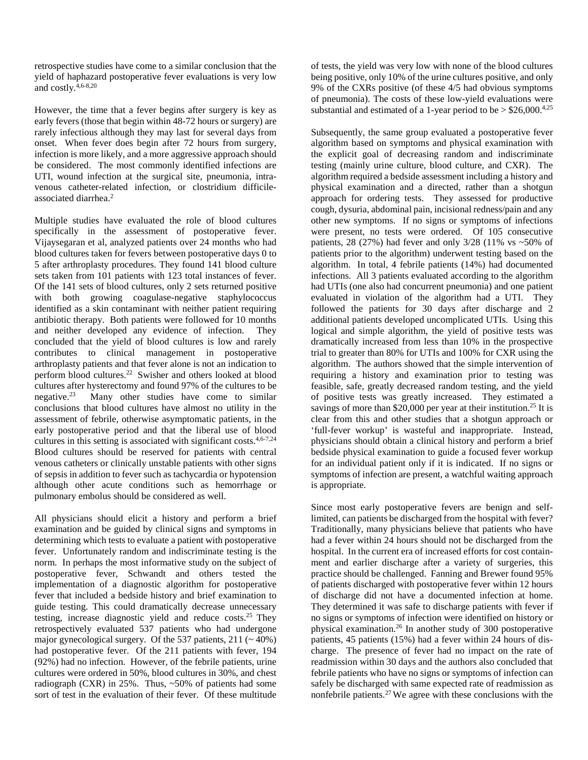retrospective studies have come to a similar conclusion that the yield of haphazard postoperative fever evaluations is very low and costly.[4,6-8,20]

However, the time that a fever begins after surgery is key as early fevers (those that begin within 48-72 hours or surgery) are rarely infectious although they may last for several days from onset. When fever does begin after 72 hours from surgery, infection is more likely, and a more aggressive approach should be considered. The most commonly identified infections are UTI, wound infection at the surgical site, pneumonia, intravenous catheter-related infection, or clostridium difficile-associated diarrhea.[2]

Multiple studies have evaluated the role of blood cultures specifically in the assessment of postoperative fever. Vijaysegaran et al, analyzed patients over 24 months who had blood cultures taken for fevers between postoperative days 0 to 5 after arthroplasty procedures. They found 141 blood culture sets taken from 101 patients with 123 total instances of fever. Of the 141 sets of blood cultures, only 2 sets returned positive with both growing coagulase-negative staphylococcus identified as a skin contaminant with neither patient requiring antibiotic therapy. Both patients were followed for 10 months and neither developed any evidence of infection. They concluded that the yield of blood cultures is low and rarely contributes to clinical management in postoperative arthroplasty patients and that fever alone is not an indication to perform blood cultures.[22] Swisher and others looked at blood cultures after hysterectomy and found 97% of the cultures to be negative.[23] Many other studies have come to similar conclusions that blood cultures have almost no utility in the assessment of febrile, otherwise asymptomatic patients, in the early postoperative period and that the liberal use of blood cultures in this setting is associated with significant costs.[4,6-7,24] Blood cultures should be reserved for patients with central venous catheters or clinically unstable patients with other signs of sepsis in addition to fever such as tachycardia or hypotension although other acute conditions such as hemorrhage or pulmonary embolus should be considered as well.

All physicians should elicit a history and perform a brief examination and be guided by clinical signs and symptoms in determining which tests to evaluate a patient with postoperative fever. Unfortunately random and indiscriminate testing is the norm. In perhaps the most informative study on the subject of postoperative fever, Schwandt and others tested the implementation of a diagnostic algorithm for postoperative fever that included a bedside history and brief examination to guide testing. This could dramatically decrease unnecessary testing, increase diagnostic yield and reduce costs.[25] They retrospectively evaluated 537 patients who had undergone major gynecological surgery. Of the 537 patients, 211 (~ 40%) had postoperative fever. Of the 211 patients with fever, 194 (92%) had no infection. However, of the febrile patients, urine cultures were ordered in 50%, blood cultures in 30%, and chest radiograph (CXR) in 25%. Thus, ~50% of patients had some sort of test in the evaluation of their fever. Of these multitude of tests, the yield was very low with none of the blood cultures being positive, only 10% of the urine cultures positive, and only 9% of the CXRs positive (of these 4/5 had obvious symptoms of pneumonia). The costs of these low-yield evaluations were substantial and estimated of a 1-year period to be > $26,000.[4,25]

Subsequently, the same group evaluated a postoperative fever algorithm based on symptoms and physical examination with the explicit goal of decreasing random and indiscriminate testing (mainly urine culture, blood culture, and CXR). The algorithm required a bedside assessment including a history and physical examination and a directed, rather than a shotgun approach for ordering tests. They assessed for productive cough, dysuria, abdominal pain, incisional redness/pain and any other new symptoms. If no signs or symptoms of infections were present, no tests were ordered. Of 105 consecutive patients, 28 (27%) had fever and only 3/28 (11% vs ~50% of patients prior to the algorithm) underwent testing based on the algorithm. In total, 4 febrile patients (14%) had documented infections. All 3 patients evaluated according to the algorithm had UTIs (one also had concurrent pneumonia) and one patient evaluated in violation of the algorithm had a UTI. They followed the patients for 30 days after discharge and 2 additional patients developed uncomplicated UTIs. Using this logical and simple algorithm, the yield of positive tests was dramatically increased from less than 10% in the prospective trial to greater than 80% for UTIs and 100% for CXR using the algorithm. The authors showed that the simple intervention of requiring a history and examination prior to testing was feasible, safe, greatly decreased random testing, and the yield of positive tests was greatly increased. They estimated a savings of more than $20,000 per year at their institution.[25] It is clear from this and other studies that a shotgun approach or 'full-fever workup' is wasteful and inappropriate. Instead, physicians should obtain a clinical history and perform a brief bedside physical examination to guide a focused fever workup for an individual patient only if it is indicated. If no signs or symptoms of infection are present, a watchful waiting approach is appropriate.

Since most early postoperative fevers are benign and self-limited, can patients be discharged from the hospital with fever? Traditionally, many physicians believe that patients who have had a fever within 24 hours should not be discharged from the hospital. In the current era of increased efforts for cost containment and earlier discharge after a variety of surgeries, this practice should be challenged. Fanning and Brewer found 95% of patients discharged with postoperative fever within 12 hours of discharge did not have a documented infection at home. They determined it was safe to discharge patients with fever if no signs or symptoms of infection were identified on history or physical examination.[26] In another study of 300 postoperative patients, 45 patients (15%) had a fever within 24 hours of discharge. The presence of fever had no impact on the rate of readmission within 30 days and the authors also concluded that febrile patients who have no signs or symptoms of infection can safely be discharged with same expected rate of readmission as nonfebrile patients.[27] We agree with these conclusions with the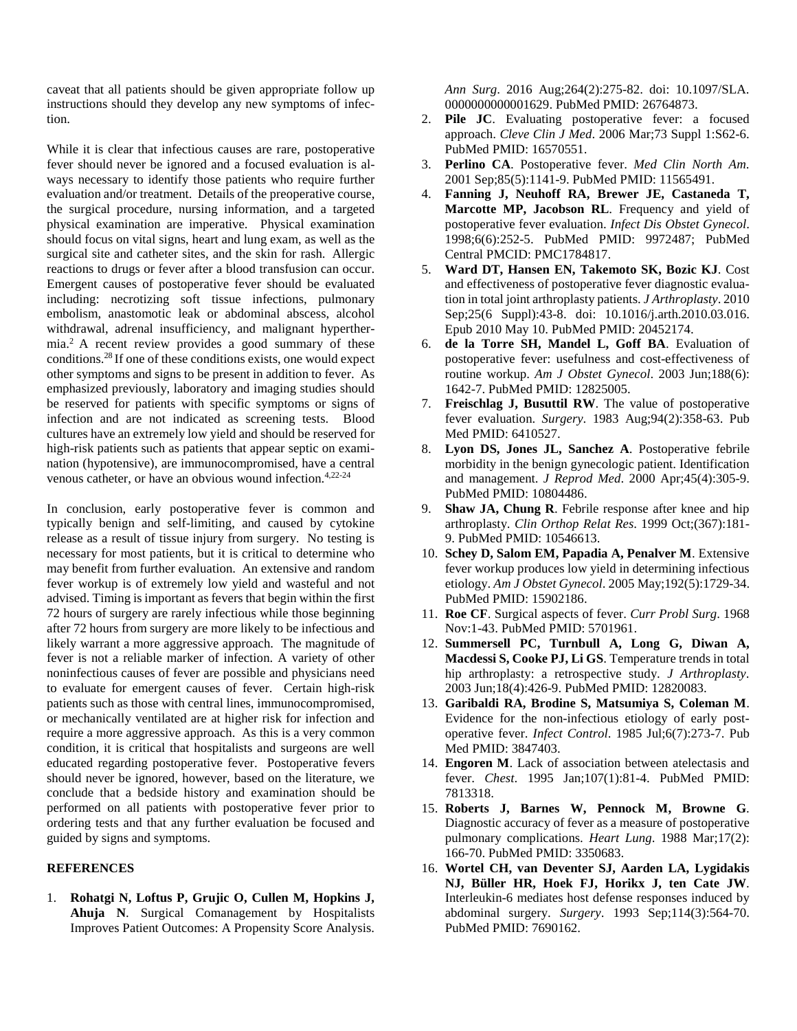caveat that all patients should be given appropriate follow up instructions should they develop any new symptoms of infection.

While it is clear that infectious causes are rare, postoperative fever should never be ignored and a focused evaluation is always necessary to identify those patients who require further evaluation and/or treatment. Details of the preoperative course, the surgical procedure, nursing information, and a targeted physical examination are imperative. Physical examination should focus on vital signs, heart and lung exam, as well as the surgical site and catheter sites, and the skin for rash. Allergic reactions to drugs or fever after a blood transfusion can occur. Emergent causes of postoperative fever should be evaluated including: necrotizing soft tissue infections, pulmonary embolism, anastomotic leak or abdominal abscess, alcohol withdrawal, adrenal insufficiency, and malignant hyperthermia.[2] A recent review provides a good summary of these conditions.[28] If one of these conditions exists, one would expect other symptoms and signs to be present in addition to fever. As emphasized previously, laboratory and imaging studies should be reserved for patients with specific symptoms or signs of infection and are not indicated as screening tests. Blood cultures have an extremely low yield and should be reserved for high-risk patients such as patients that appear septic on examination (hypotensive), are immunocompromised, have a central venous catheter, or have an obvious wound infection.[4,22-24]

In conclusion, early postoperative fever is common and typically benign and self-limiting, and caused by cytokine release as a result of tissue injury from surgery. No testing is necessary for most patients, but it is critical to determine who may benefit from further evaluation. An extensive and random fever workup is of extremely low yield and wasteful and not advised. Timing is important as fevers that begin within the first 72 hours of surgery are rarely infectious while those beginning after 72 hours from surgery are more likely to be infectious and likely warrant a more aggressive approach. The magnitude of fever is not a reliable marker of infection. A variety of other noninfectious causes of fever are possible and physicians need to evaluate for emergent causes of fever. Certain high-risk patients such as those with central lines, immunocompromised, or mechanically ventilated are at higher risk for infection and require a more aggressive approach. As this is a very common condition, it is critical that hospitalists and surgeons are well educated regarding postoperative fever. Postoperative fevers should never be ignored, however, based on the literature, we conclude that a bedside history and examination should be performed on all patients with postoperative fever prior to ordering tests and that any further evaluation be focused and guided by signs and symptoms.

## REFERENCES

1. **Rohatgi N, Loftus P, Grujic O, Cullen M, Hopkins J, Ahuja N**. Surgical Comanagement by Hospitalists Improves Patient Outcomes: A Propensity Score Analysis. *Ann Surg*. 2016 Aug;264(2):275-82. doi: 10.1097/SLA.0000000000001629. PubMed PMID: 26764873.
2. **Pile JC**. Evaluating postoperative fever: a focused approach. *Cleve Clin J Med*. 2006 Mar;73 Suppl 1:S62-6. PubMed PMID: 16570551.
3. **Perlino CA**. Postoperative fever. *Med Clin North Am*. 2001 Sep;85(5):1141-9. PubMed PMID: 11565491.
4. **Fanning J, Neuhoff RA, Brewer JE, Castaneda T, Marcotte MP, Jacobson RL**. Frequency and yield of postoperative fever evaluation. *Infect Dis Obstet Gynecol*. 1998;6(6):252-5. PubMed PMID: 9972487; PubMed Central PMCID: PMC1784817.
5. **Ward DT, Hansen EN, Takemoto SK, Bozic KJ**. Cost and effectiveness of postoperative fever diagnostic evaluation in total joint arthroplasty patients. *J Arthroplasty*. 2010 Sep;25(6 Suppl):43-8. doi: 10.1016/j.arth.2010.03.016. Epub 2010 May 10. PubMed PMID: 20452174.
6. **de la Torre SH, Mandel L, Goff BA**. Evaluation of postoperative fever: usefulness and cost-effectiveness of routine workup. *Am J Obstet Gynecol*. 2003 Jun;188(6): 1642-7. PubMed PMID: 12825005.
7. **Freischlag J, Busuttil RW**. The value of postoperative fever evaluation. *Surgery*. 1983 Aug;94(2):358-63. Pub Med PMID: 6410527.
8. **Lyon DS, Jones JL, Sanchez A**. Postoperative febrile morbidity in the benign gynecologic patient. Identification and management. *J Reprod Med*. 2000 Apr;45(4):305-9. PubMed PMID: 10804486.
9. **Shaw JA, Chung R**. Febrile response after knee and hip arthroplasty. *Clin Orthop Relat Res*. 1999 Oct;(367):181-9. PubMed PMID: 10546613.
10. **Schey D, Salom EM, Papadia A, Penalver M**. Extensive fever workup produces low yield in determining infectious etiology. *Am J Obstet Gynecol*. 2005 May;192(5):1729-34. PubMed PMID: 15902186.
11. **Roe CF**. Surgical aspects of fever. *Curr Probl Surg*. 1968 Nov:1-43. PubMed PMID: 5701961.
12. **Summersell PC, Turnbull A, Long G, Diwan A, Macdessi S, Cooke PJ, Li GS**. Temperature trends in total hip arthroplasty: a retrospective study. *J Arthroplasty*. 2003 Jun;18(4):426-9. PubMed PMID: 12820083.
13. **Garibaldi RA, Brodine S, Matsumiya S, Coleman M**. Evidence for the non-infectious etiology of early postoperative fever. *Infect Control*. 1985 Jul;6(7):273-7. Pub Med PMID: 3847403.
14. **Engoren M**. Lack of association between atelectasis and fever. *Chest*. 1995 Jan;107(1):81-4. PubMed PMID: 7813318.
15. **Roberts J, Barnes W, Pennock M, Browne G**. Diagnostic accuracy of fever as a measure of postoperative pulmonary complications. *Heart Lung*. 1988 Mar;17(2): 166-70. PubMed PMID: 3350683.
16. **Wortel CH, van Deventer SJ, Aarden LA, Lygidakis NJ, Büller HR, Hoek FJ, Horikx J, ten Cate JW**. Interleukin-6 mediates host defense responses induced by abdominal surgery. *Surgery*. 1993 Sep;114(3):564-70. PubMed PMID: 7690162.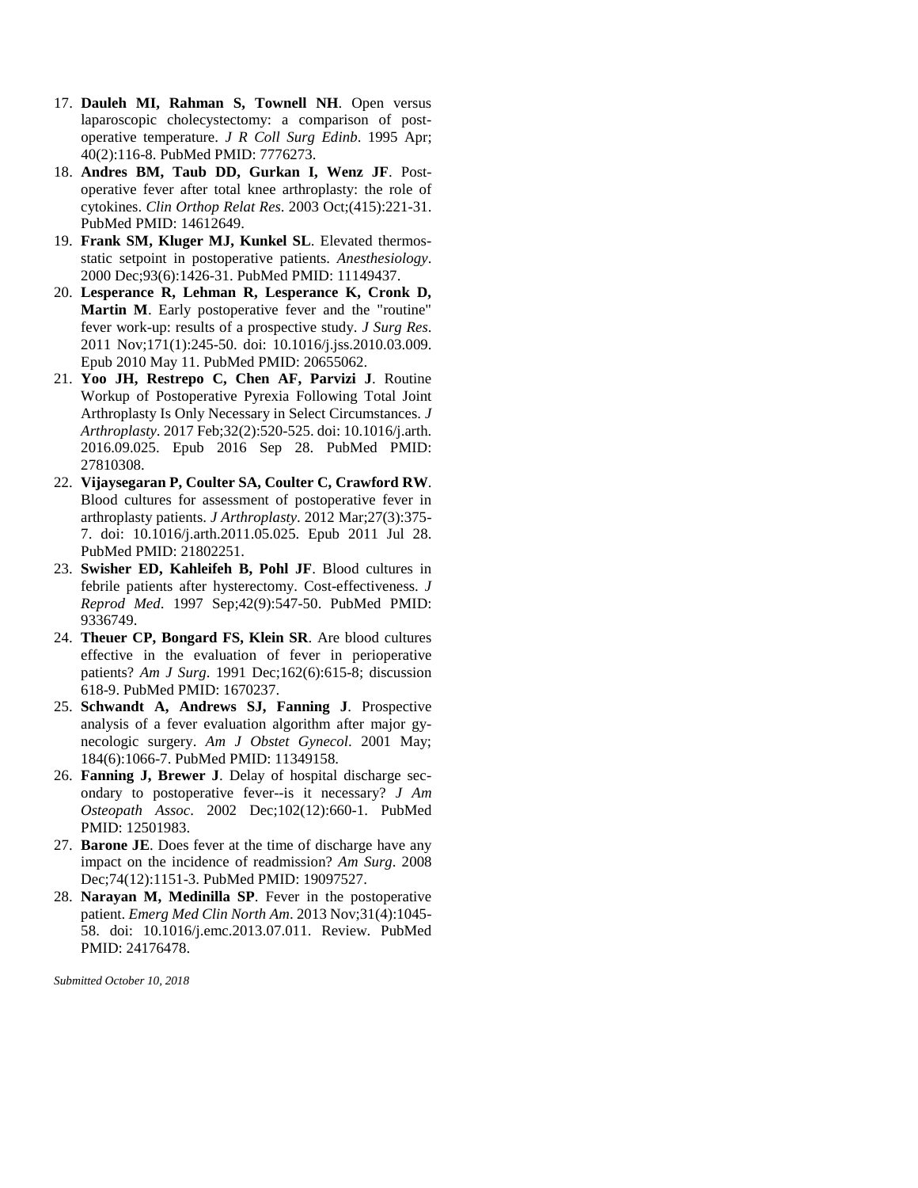17. **Dauleh MI, Rahman S, Townell NH**. Open versus laparoscopic cholecystectomy: a comparison of post-operative temperature. *J R Coll Surg Edinb*. 1995 Apr; 40(2):116-8. PubMed PMID: 7776273.
18. **Andres BM, Taub DD, Gurkan I, Wenz JF**. Post-operative fever after total knee arthroplasty: the role of cytokines. *Clin Orthop Relat Res*. 2003 Oct;(415):221-31. PubMed PMID: 14612649.
19. **Frank SM, Kluger MJ, Kunkel SL**. Elevated thermostatic setpoint in postoperative patients. *Anesthesiology*. 2000 Dec;93(6):1426-31. PubMed PMID: 11149437.
20. **Lesperance R, Lehman R, Lesperance K, Cronk D, Martin M**. Early postoperative fever and the "routine" fever work-up: results of a prospective study. *J Surg Res*. 2011 Nov;171(1):245-50. doi: 10.1016/j.jss.2010.03.009. Epub 2010 May 11. PubMed PMID: 20655062.
21. **Yoo JH, Restrepo C, Chen AF, Parvizi J**. Routine Workup of Postoperative Pyrexia Following Total Joint Arthroplasty Is Only Necessary in Select Circumstances. *J Arthroplasty*. 2017 Feb;32(2):520-525. doi: 10.1016/j.arth.2016.09.025. Epub 2016 Sep 28. PubMed PMID: 27810308.
22. **Vijaysegaran P, Coulter SA, Coulter C, Crawford RW**. Blood cultures for assessment of postoperative fever in arthroplasty patients. *J Arthroplasty*. 2012 Mar;27(3):375-7. doi: 10.1016/j.arth.2011.05.025. Epub 2011 Jul 28. PubMed PMID: 21802251.
23. **Swisher ED, Kahleifeh B, Pohl JF**. Blood cultures in febrile patients after hysterectomy. Cost-effectiveness. *J Reprod Med*. 1997 Sep;42(9):547-50. PubMed PMID: 9336749.
24. **Theuer CP, Bongard FS, Klein SR**. Are blood cultures effective in the evaluation of fever in perioperative patients? *Am J Surg*. 1991 Dec;162(6):615-8; discussion 618-9. PubMed PMID: 1670237.
25. **Schwandt A, Andrews SJ, Fanning J**. Prospective analysis of a fever evaluation algorithm after major gynecologic surgery. *Am J Obstet Gynecol*. 2001 May; 184(6):1066-7. PubMed PMID: 11349158.
26. **Fanning J, Brewer J**. Delay of hospital discharge secondary to postoperative fever--is it necessary? *J Am Osteopath Assoc*. 2002 Dec;102(12):660-1. PubMed PMID: 12501983.
27. **Barone JE**. Does fever at the time of discharge have any impact on the incidence of readmission? *Am Surg*. 2008 Dec;74(12):1151-3. PubMed PMID: 19097527.
28. **Narayan M, Medinilla SP**. Fever in the postoperative patient. *Emerg Med Clin North Am*. 2013 Nov;31(4):1045-58. doi: 10.1016/j.emc.2013.07.011. Review. PubMed PMID: 24176478.

*Submitted October 10, 2018*